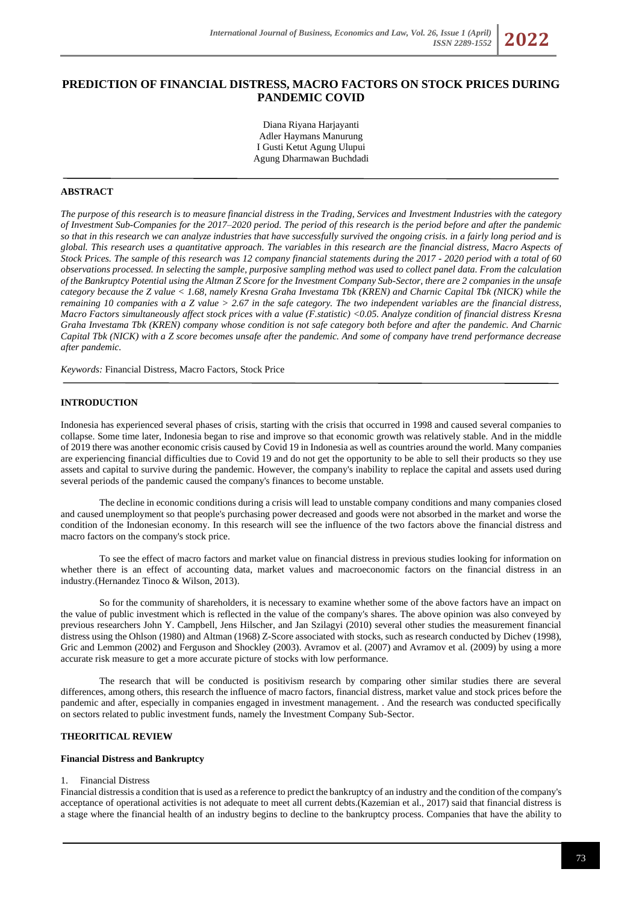# PREDICTION OF FINANCIAL DISTRESS, MACRO FACTORS ON STOCK PRICES DURING PANDEMIC COVID

Diana Riyana Harjayanti
Adler Haymans Manurung
I Gusti Ketut Agung Ulupui
Agung Dharmawan Buchdadi

## ABSTRACT

*The purpose of this research is to measure financial distress in the Trading, Services and Investment Industries with the category of Investment Sub-Companies for the 2017–2020 period. The period of this research is the period before and after the pandemic so that in this research we can analyze industries that have successfully survived the ongoing crisis. in a fairly long period and is global. This research uses a quantitative approach. The variables in this research are the financial distress, Macro Aspects of Stock Prices. The sample of this research was 12 company financial statements during the 2017 - 2020 period with a total of 60 observations processed. In selecting the sample, purposive sampling method was used to collect panel data. From the calculation of the Bankruptcy Potential using the Altman Z Score for the Investment Company Sub-Sector, there are 2 companies in the unsafe category because the Z value < 1.68, namely Kresna Graha Investama Tbk (KREN) and Charnic Capital Tbk (NICK) while the remaining 10 companies with a Z value > 2.67 in the safe category. The two independent variables are the financial distress, Macro Factors simultaneously affect stock prices with a value (F.statistic) <0.05. Analyze condition of financial distress Kresna Graha Investama Tbk (KREN) company whose condition is not safe category both before and after the pandemic. And Charnic Capital Tbk (NICK) with a Z score becomes unsafe after the pandemic. And some of company have trend performance decrease after pandemic.*

*Keywords:* Financial Distress, Macro Factors, Stock Price

## INTRODUCTION

Indonesia has experienced several phases of crisis, starting with the crisis that occurred in 1998 and caused several companies to collapse. Some time later, Indonesia began to rise and improve so that economic growth was relatively stable. And in the middle of 2019 there was another economic crisis caused by Covid 19 in Indonesia as well as countries around the world. Many companies are experiencing financial difficulties due to Covid 19 and do not get the opportunity to be able to sell their products so they use assets and capital to survive during the pandemic. However, the company's inability to replace the capital and assets used during several periods of the pandemic caused the company's finances to become unstable.

The decline in economic conditions during a crisis will lead to unstable company conditions and many companies closed and caused unemployment so that people's purchasing power decreased and goods were not absorbed in the market and worse the condition of the Indonesian economy. In this research will see the influence of the two factors above the financial distress and macro factors on the company's stock price.

To see the effect of macro factors and market value on financial distress in previous studies looking for information on whether there is an effect of accounting data, market values and macroeconomic factors on the financial distress in an industry.(Hernandez Tinoco & Wilson, 2013).

So for the community of shareholders, it is necessary to examine whether some of the above factors have an impact on the value of public investment which is reflected in the value of the company's shares. The above opinion was also conveyed by previous researchers John Y. Campbell, Jens Hilscher, and Jan Szilagyi (2010) several other studies the measurement financial distress using the Ohlson (1980) and Altman (1968) Z-Score associated with stocks, such as research conducted by Dichev (1998), Gric and Lemmon (2002) and Ferguson and Shockley (2003). Avramov et al. (2007) and Avramov et al. (2009) by using a more accurate risk measure to get a more accurate picture of stocks with low performance.

The research that will be conducted is positivism research by comparing other similar studies there are several differences, among others, this research the influence of macro factors, financial distress, market value and stock prices before the pandemic and after, especially in companies engaged in investment management. . And the research was conducted specifically on sectors related to public investment funds, namely the Investment Company Sub-Sector.

## THEORITICAL REVIEW

### Financial Distress and Bankruptcy

1. Financial Distress

Financial distressis a condition that is used as a reference to predict the bankruptcy of an industry and the condition of the company's acceptance of operational activities is not adequate to meet all current debts.(Kazemian et al., 2017) said that financial distress is a stage where the financial health of an industry begins to decline to the bankruptcy process. Companies that have the ability to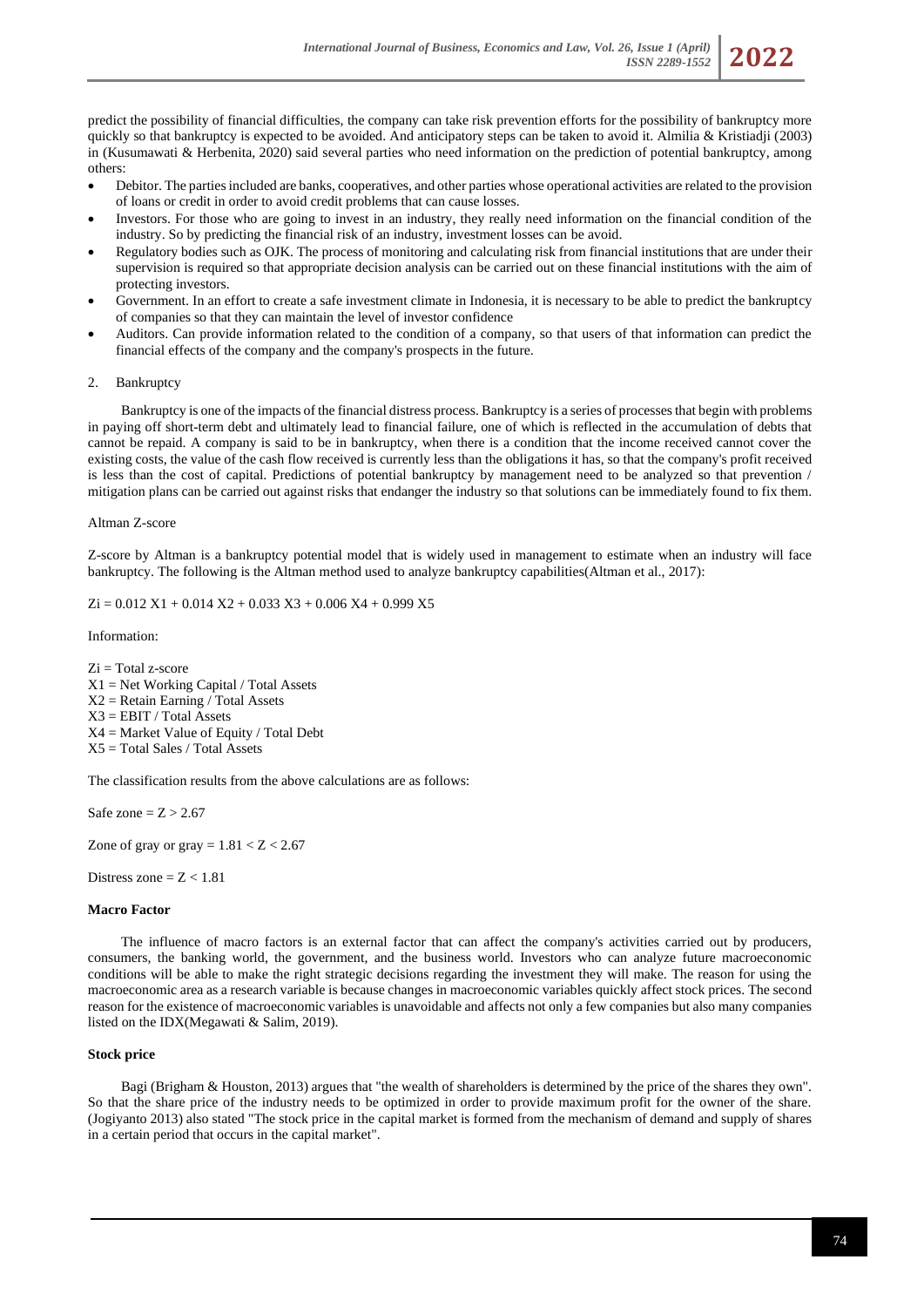predict the possibility of financial difficulties, the company can take risk prevention efforts for the possibility of bankruptcy more quickly so that bankruptcy is expected to be avoided. And anticipatory steps can be taken to avoid it. Almilia & Kristiadji (2003) in (Kusumawati & Herbenita, 2020) said several parties who need information on the prediction of potential bankruptcy, among others:

- Debitor. The parties included are banks, cooperatives, and other parties whose operational activities are related to the provision of loans or credit in order to avoid credit problems that can cause losses.
- Investors. For those who are going to invest in an industry, they really need information on the financial condition of the industry. So by predicting the financial risk of an industry, investment losses can be avoid.
- Regulatory bodies such as OJK. The process of monitoring and calculating risk from financial institutions that are under their supervision is required so that appropriate decision analysis can be carried out on these financial institutions with the aim of protecting investors.
- Government. In an effort to create a safe investment climate in Indonesia, it is necessary to be able to predict the bankruptcy of companies so that they can maintain the level of investor confidence
- Auditors. Can provide information related to the condition of a company, so that users of that information can predict the financial effects of the company and the company's prospects in the future.

2. Bankruptcy

Bankruptcy is one of the impacts of the financial distress process. Bankruptcy is a series of processes that begin with problems in paying off short-term debt and ultimately lead to financial failure, one of which is reflected in the accumulation of debts that cannot be repaid. A company is said to be in bankruptcy, when there is a condition that the income received cannot cover the existing costs, the value of the cash flow received is currently less than the obligations it has, so that the company's profit received is less than the cost of capital. Predictions of potential bankruptcy by management need to be analyzed so that prevention / mitigation plans can be carried out against risks that endanger the industry so that solutions can be immediately found to fix them.

Altman Z-score

Z-score by Altman is a bankruptcy potential model that is widely used in management to estimate when an industry will face bankruptcy. The following is the Altman method used to analyze bankruptcy capabilities(Altman et al., 2017):

$$Z_i = 0.012\,X_1 + 0.014\,X_2 + 0.033\,X_3 + 0.006\,X_4 + 0.999\,X_5$$

Information:

$Z_i$ = Total z-score  
$X_1$ = Net Working Capital / Total Assets  
$X_2$ = Retain Earning / Total Assets  
$X_3$ = EBIT / Total Assets  
$X_4$ = Market Value of Equity / Total Debt  
$X_5$ = Total Sales / Total Assets

The classification results from the above calculations are as follows:

Safe zone = $Z > 2.67$

Zone of gray or gray = $1.81 < Z < 2.67$

Distress zone = $Z < 1.81$

**Macro Factor**

The influence of macro factors is an external factor that can affect the company's activities carried out by producers, consumers, the banking world, the government, and the business world. Investors who can analyze future macroeconomic conditions will be able to make the right strategic decisions regarding the investment they will make. The reason for using the macroeconomic area as a research variable is because changes in macroeconomic variables quickly affect stock prices. The second reason for the existence of macroeconomic variables is unavoidable and affects not only a few companies but also many companies listed on the IDX(Megawati & Salim, 2019).

**Stock price**

Bagi (Brigham & Houston, 2013) argues that "the wealth of shareholders is determined by the price of the shares they own". So that the share price of the industry needs to be optimized in order to provide maximum profit for the owner of the share. (Jogiyanto 2013) also stated "The stock price in the capital market is formed from the mechanism of demand and supply of shares in a certain period that occurs in the capital market".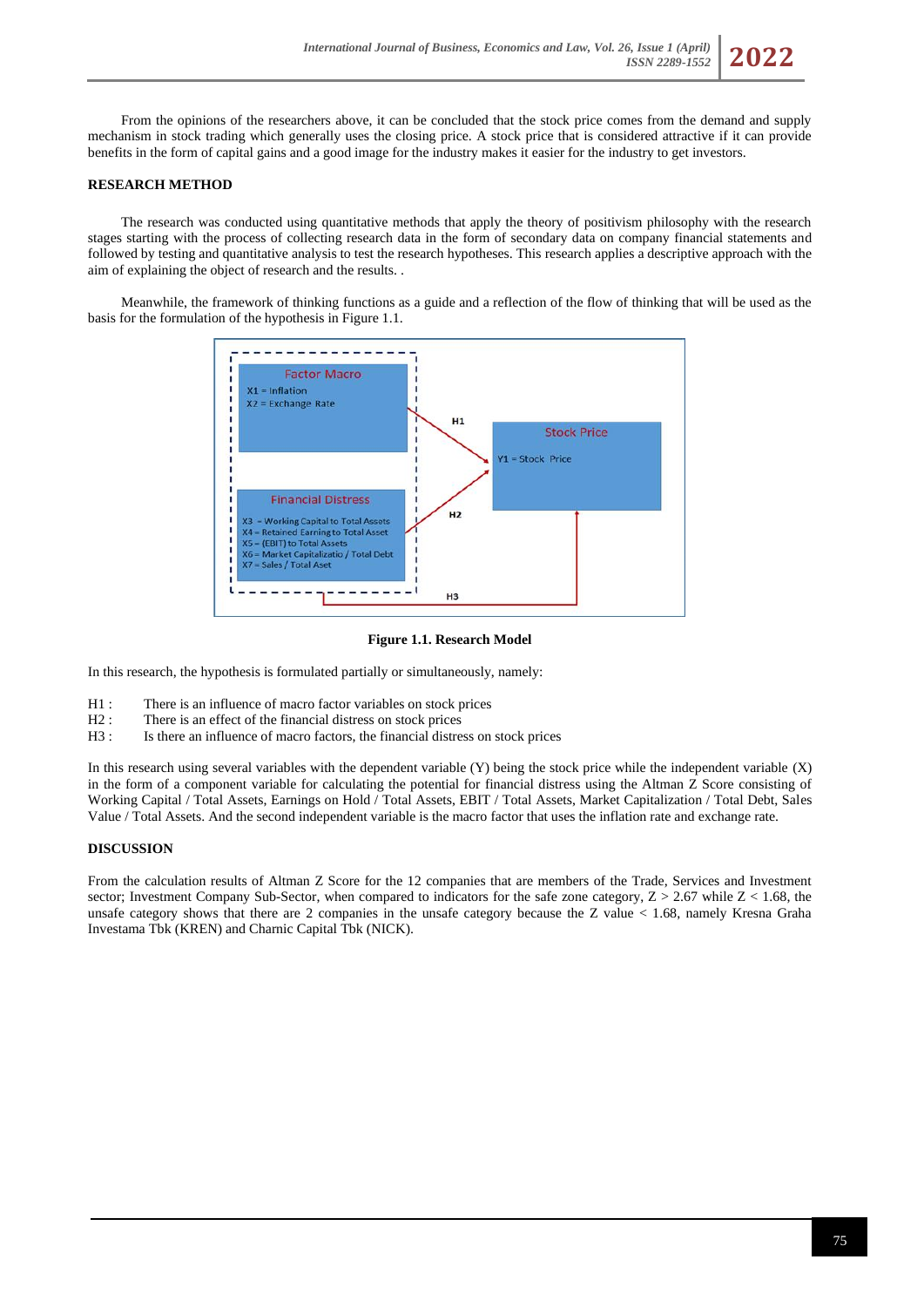From the opinions of the researchers above, it can be concluded that the stock price comes from the demand and supply mechanism in stock trading which generally uses the closing price. A stock price that is considered attractive if it can provide benefits in the form of capital gains and a good image for the industry makes it easier for the industry to get investors.

## RESEARCH METHOD

The research was conducted using quantitative methods that apply the theory of positivism philosophy with the research stages starting with the process of collecting research data in the form of secondary data on company financial statements and followed by testing and quantitative analysis to test the research hypotheses. This research applies a descriptive approach with the aim of explaining the object of research and the results. .

Meanwhile, the framework of thinking functions as a guide and a reflection of the flow of thinking that will be used as the basis for the formulation of the hypothesis in Figure 1.1.

Factor Macro
X1 = Inflation
X2 = Exchange Rate

Financial Distress
X3 = Working Capital to Total Assets
X4 = Retained Earning to Total Asset
X5 = (EBIT) to Total Assets
X6 = Market Capitalizatio / Total Debt
X7 = Sales / Total Aset

Stock Price
Y1 = Stock Price

H1, H2, H3

**Figure 1.1. Research Model**

In this research, the hypothesis is formulated partially or simultaneously, namely:

H1 : There is an influence of macro factor variables on stock prices
H2 : There is an effect of the financial distress on stock prices
H3 : Is there an influence of macro factors, the financial distress on stock prices

In this research using several variables with the dependent variable (Y) being the stock price while the independent variable (X) in the form of a component variable for calculating the potential for financial distress using the Altman Z Score consisting of Working Capital / Total Assets, Earnings on Hold / Total Assets, EBIT / Total Assets, Market Capitalization / Total Debt, Sales Value / Total Assets. And the second independent variable is the macro factor that uses the inflation rate and exchange rate.

## DISCUSSION

From the calculation results of Altman Z Score for the 12 companies that are members of the Trade, Services and Investment sector; Investment Company Sub-Sector, when compared to indicators for the safe zone category, $Z > 2.67$ while $Z < 1.68$, the unsafe category shows that there are 2 companies in the unsafe category because the Z value $< 1.68$, namely Kresna Graha Investama Tbk (KREN) and Charnic Capital Tbk (NICK).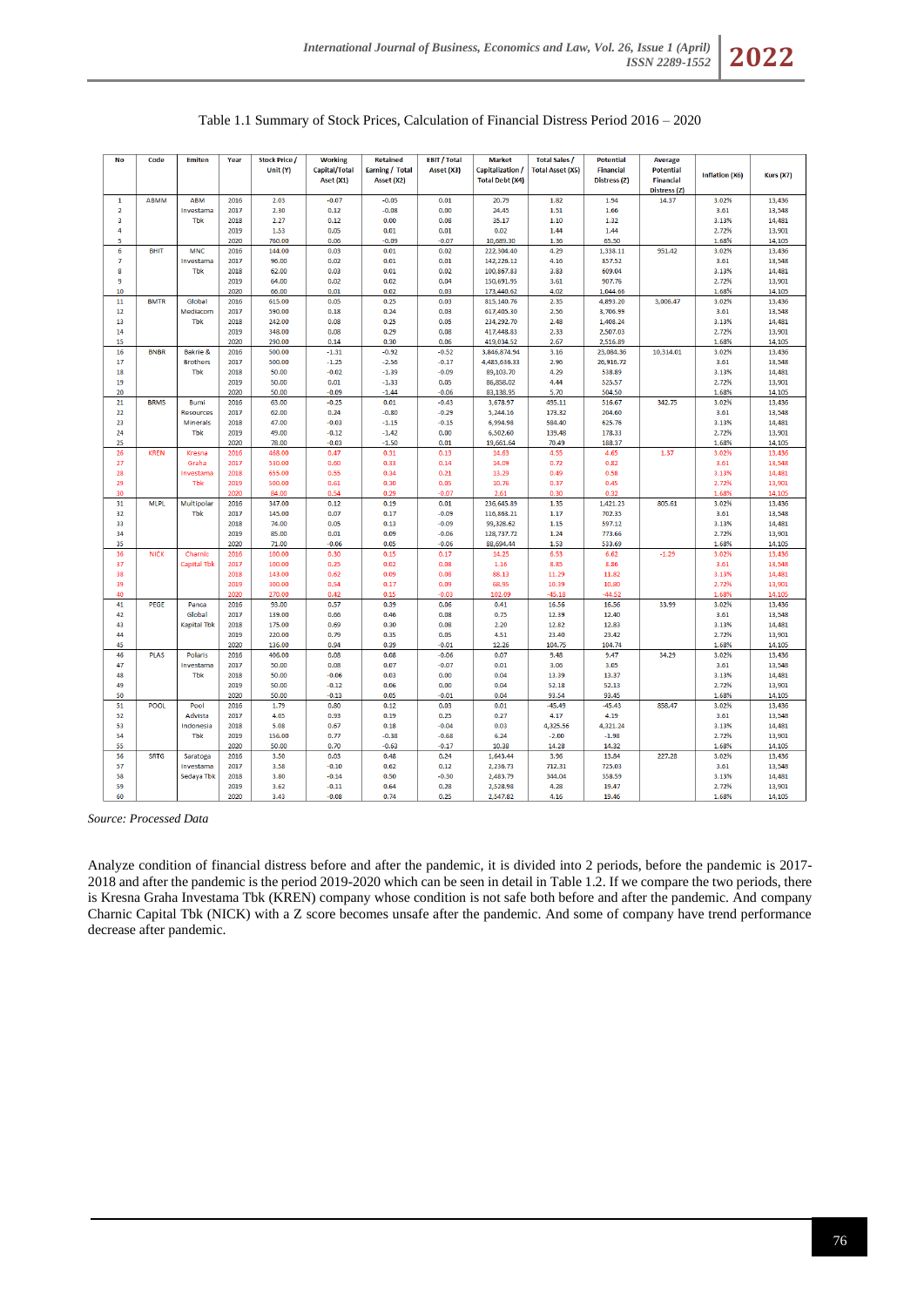Table 1.1 Summary of Stock Prices, Calculation of Financial Distress Period 2016 – 2020

| No | Code | Emiten | Year | Stock Price / Unit (Y) | Working Capital/Total Aset (X1) | Retained Earning / Total Asset (X2) | EBIT / Total Asset (X3) | Market Capitalization / Total Debt (X4) | Total Sales / Total Asset (X5) | Potential Financial Distress (Z) | Average Potential Financial Distress (Z) | Inflation (X6) | Kurs (X7) |
|---|---|---|---|---|---|---|---|---|---|---|---|---|---|
| 1 | ABMM | ABM Investama Tbk | 2016 | 2.03 | -0.07 | -0.05 | 0.01 | 20.79 | 1.82 | 1.94 | 14.37 | 3.02% | 13,436 |
| 2 | | | 2017 | 2.30 | 0.12 | -0.08 | 0.00 | 24.45 | 1.51 | 1.66 | | 3.61 | 13,548 |
| 3 | | | 2018 | 2.27 | 0.12 | 0.00 | 0.08 | 35.17 | 1.10 | 1.32 | | 3.13% | 14,481 |
| 4 | | | 2019 | 1.53 | 0.05 | 0.01 | 0.01 | 0.02 | 1.44 | 1.44 | | 2.72% | 13,901 |
| 5 | | | 2020 | 760.00 | 0.06 | -0.09 | -0.07 | 10,689.30 | 1.36 | 65.50 | | 1.68% | 14,105 |
| 6 | BHIT | MNC Investama Tbk | 2016 | 144.00 | 0.03 | 0.01 | 0.02 | 222,304.40 | 4.29 | 1,338.11 | 951.42 | 3.02% | 13,436 |
| 7 | | | 2017 | 96.00 | 0.02 | 0.01 | 0.01 | 142,226.12 | 4.16 | 857.52 | | 3.61 | 13,548 |
| 8 | | | 2018 | 62.00 | 0.03 | 0.01 | 0.02 | 100,867.83 | 3.83 | 609.04 | | 3.13% | 14,481 |
| 9 | | | 2019 | 64.00 | 0.02 | 0.02 | 0.04 | 150,691.95 | 3.61 | 907.76 | | 2.72% | 13,901 |
| 10 | | | 2020 | 66.00 | 0.01 | 0.02 | 0.03 | 173,440.62 | 4.02 | 1,044.66 | | 1.68% | 14,105 |
| 11 | BMTR | Global Mediacom Tbk | 2016 | 615.00 | 0.05 | 0.25 | 0.03 | 815,140.76 | 2.35 | 4,893.20 | 3,006.47 | 3.02% | 13,436 |
| 12 | | | 2017 | 590.00 | 0.18 | 0.24 | 0.08 | 617,405.30 | 2.56 | 3,706.99 | | 3.61 | 13,548 |
| 13 | | | 2018 | 242.00 | 0.08 | 0.25 | 0.05 | 234,292.70 | 2.48 | 1,408.24 | | 3.13% | 14,481 |
| 14 | | | 2019 | 348.00 | 0.08 | 0.29 | 0.08 | 417,448.83 | 2.33 | 2,507.03 | | 2.72% | 13,901 |
| 15 | | | 2020 | 290.00 | 0.14 | 0.30 | 0.06 | 419,034.52 | 2.67 | 2,516.89 | | 1.68% | 14,105 |
| 16 | BNBR | Bakrie & Brothers Tbk | 2016 | 500.00 | -1.31 | -0.92 | -0.52 | 3,846,874.94 | 3.16 | 23,084.36 | 10,314.01 | 3.02% | 13,436 |
| 17 | | | 2017 | 500.00 | -1.25 | -2.56 | -0.17 | 4,485,636.33 | 2.96 | 26,916.72 | | 3.61 | 13,548 |
| 18 | | | 2018 | 50.00 | -0.02 | -1.39 | -0.09 | 89,103.70 | 4.29 | 538.89 | | 3.13% | 14,481 |
| 19 | | | 2019 | 50.00 | 0.01 | -1.33 | 0.05 | 86,858.02 | 4.44 | 525.57 | | 2.72% | 13,901 |
| 20 | | | 2020 | 50.00 | -0.09 | -1.44 | -0.06 | 83,138.95 | 5.70 | 504.50 | | 1.68% | 14,105 |
| 21 | BRMS | Bumi Resources Minerals Tbk | 2016 | 63.00 | -0.25 | 0.01 | -0.43 | 3,678.97 | 495.11 | 516.67 | 342.75 | 3.02% | 13,436 |
| 22 | | | 2017 | 62.00 | 0.24 | -0.80 | -0.29 | 5,244.16 | 173.82 | 204.60 | | 3.61 | 13,548 |
| 23 | | | 2018 | 47.00 | -0.03 | -1.15 | -0.15 | 6,994.98 | 584.40 | 625.76 | | 3.13% | 14,481 |
| 24 | | | 2019 | 49.00 | -0.12 | -1.42 | 0.00 | 6,502.60 | 139.48 | 178.33 | | 2.72% | 13,901 |
| 25 | | | 2020 | 78.00 | -0.03 | -1.50 | 0.01 | 19,661.64 | 70.49 | 188.37 | | 1.68% | 14,105 |
| 26 | KREN | Kresna Graha Investama Tbk | 2016 | 468.00 | 0.47 | 0.31 | 0.13 | 14.63 | 4.55 | 4.65 | 1.37 | 3.02% | 13,436 |
| 27 | | | 2017 | 530.00 | 0.60 | 0.33 | 0.14 | 14.09 | 0.72 | 0.82 | | 3.61 | 13,548 |
| 28 | | | 2018 | 655.00 | 0.55 | 0.34 | 0.21 | 13.29 | 0.49 | 0.58 | | 3.13% | 14,481 |
| 29 | | | 2019 | 500.00 | 0.61 | 0.30 | 0.05 | 10.76 | 0.37 | 0.45 | | 2.72% | 13,901 |
| 30 | | | 2020 | 84.00 | 0.54 | 0.29 | -0.07 | 2.61 | 0.30 | 0.32 | | 1.68% | 14,105 |
| 31 | MLPL | Multipolar Tbk | 2016 | 347.00 | 0.12 | 0.19 | 0.01 | 236,645.89 | 1.35 | 1,421.23 | 805.61 | 3.02% | 13,436 |
| 32 | | | 2017 | 145.00 | 0.07 | 0.17 | -0.09 | 116,868.21 | 1.17 | 702.35 | | 3.61 | 13,548 |
| 33 | | | 2018 | 74.00 | 0.05 | 0.13 | -0.09 | 99,326.62 | 1.15 | 597.12 | | 3.13% | 14,481 |
| 34 | | | 2019 | 85.00 | 0.01 | 0.09 | -0.06 | 128,737.72 | 1.24 | 773.66 | | 2.72% | 13,901 |
| 35 | | | 2020 | 71.00 | -0.06 | 0.05 | -0.06 | 88,694.44 | 1.53 | 533.69 | | 1.68% | 14,105 |
| 36 | NICK | Charnic Capital Tbk | 2016 | 100.00 | 0.30 | 0.15 | 0.17 | 14.25 | 6.53 | 6.62 | -1.29 | 3.02% | 13,436 |
| 37 | | | 2017 | 100.00 | 0.25 | 0.02 | 0.08 | 1.16 | 8.85 | 8.86 | | 3.61 | 13,548 |
| 38 | | | 2018 | 143.00 | 0.62 | 0.09 | 0.08 | 88.13 | 11.29 | 11.82 | | 3.13% | 14,481 |
| 39 | | | 2019 | 300.00 | 0.54 | 0.17 | 0.09 | 68.95 | 10.39 | 10.80 | | 2.72% | 13,901 |
| 40 | | | 2020 | 270.00 | 0.42 | 0.15 | -0.03 | 102.09 | -45.18 | -44.52 | | 1.68% | 14,105 |
| 41 | PEGE | Panca Global Kapital Tbk | 2016 | 93.00 | 0.57 | 0.39 | 0.06 | 0.41 | 16.56 | 16.56 | 33.99 | 3.02% | 13,436 |
| 42 | | | 2017 | 139.00 | 0.66 | 0.46 | 0.08 | 0.75 | 12.39 | 12.40 | | 3.61 | 13,548 |
| 43 | | | 2018 | 175.00 | 0.69 | 0.30 | 0.08 | 2.20 | 12.82 | 12.83 | | 3.13% | 14,481 |
| 44 | | | 2019 | 220.00 | 0.79 | 0.35 | 0.05 | 4.51 | 23.40 | 23.42 | | 2.72% | 13,901 |
| 45 | | | 2020 | 136.00 | 0.94 | 0.39 | -0.01 | 12.26 | 104.75 | 104.74 | | 1.68% | 14,105 |
| 46 | PLAS | Polaris Investama Tbk | 2016 | 406.00 | 0.08 | 0.08 | -0.06 | 0.07 | 9.48 | 9.47 | 34.29 | 3.02% | 13,436 |
| 47 | | | 2017 | 50.00 | 0.08 | 0.07 | -0.07 | 0.01 | 3.06 | 3.05 | | 3.61 | 13,548 |
| 48 | | | 2018 | 50.00 | -0.06 | 0.03 | 0.00 | 0.04 | 13.39 | 13.37 | | 3.13% | 14,481 |
| 49 | | | 2019 | 50.00 | -0.12 | 0.06 | 0.00 | 0.04 | 52.18 | 52.13 | | 2.72% | 13,901 |
| 50 | | | 2020 | 50.00 | -0.13 | 0.05 | -0.01 | 0.04 | 93.54 | 93.45 | | 1.68% | 14,105 |
| 51 | POOL | Pool Advista Indonesia Tbk | 2016 | 1.79 | 0.80 | 0.12 | 0.03 | 0.01 | -45.49 | -45.43 | 858.47 | 3.02% | 13,436 |
| 52 | | | 2017 | 4.05 | 0.93 | 0.19 | 0.25 | 0.27 | 4.17 | 4.19 | | 3.61 | 13,548 |
| 53 | | | 2018 | 5.08 | 0.67 | 0.18 | -0.04 | 0.03 | 4,325.56 | 4,321.24 | | 3.13% | 14,481 |
| 54 | | | 2019 | 156.00 | 0.77 | -0.38 | -0.68 | 6.24 | -2.00 | -1.98 | | 2.72% | 13,901 |
| 55 | | | 2020 | 50.00 | 0.70 | -0.63 | -0.17 | 10.38 | 14.28 | 14.32 | | 1.68% | 14,105 |
| 56 | SRTG | Saratoga Investama Sedaya Tbk | 2016 | 3.50 | 0.03 | 0.48 | 0.24 | 1,643.44 | 3.96 | 13.84 | 227.28 | 3.02% | 13,436 |
| 57 | | | 2017 | 3.58 | -0.10 | 0.62 | 0.12 | 2,236.73 | 712.31 | 725.03 | | 3.61 | 13,548 |
| 58 | | | 2018 | 3.80 | -0.14 | 0.50 | -0.30 | 2,483.79 | 344.04 | 358.59 | | 3.13% | 14,481 |
| 59 | | | 2019 | 3.62 | -0.11 | 0.64 | 0.28 | 2,528.98 | 4.28 | 19.47 | | 2.72% | 13,901 |
| 60 | | | 2020 | 3.43 | -0.08 | 0.74 | 0.25 | 2,547.82 | 4.16 | 19.46 | | 1.68% | 14,105 |

*Source: Processed Data*

Analyze condition of financial distress before and after the pandemic, it is divided into 2 periods, before the pandemic is 2017-2018 and after the pandemic is the period 2019-2020 which can be seen in detail in Table 1.2. If we compare the two periods, there is Kresna Graha Investama Tbk (KREN) company whose condition is not safe both before and after the pandemic. And company Charnic Capital Tbk (NICK) with a Z score becomes unsafe after the pandemic. And some of company have trend performance decrease after pandemic.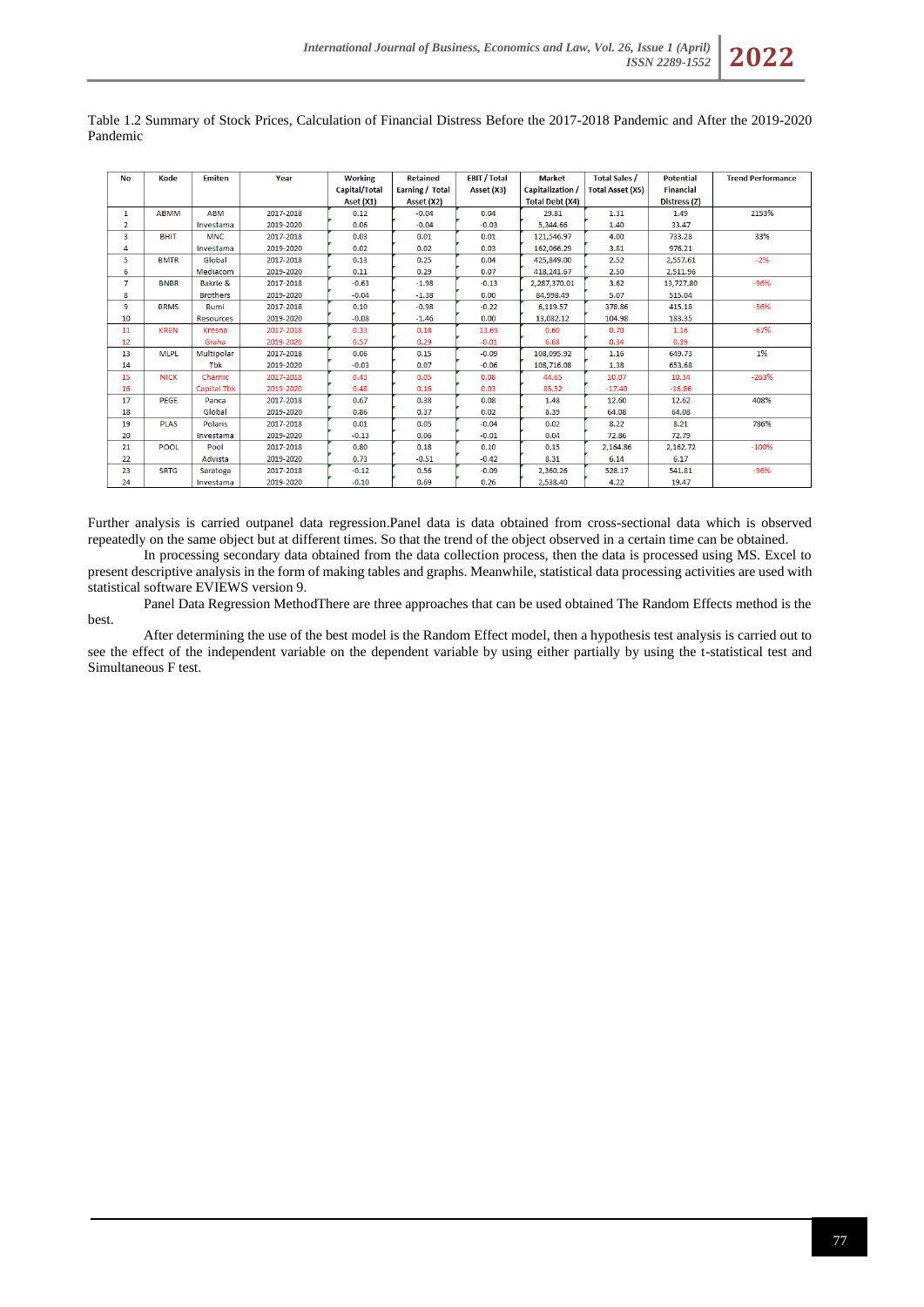Table 1.2 Summary of Stock Prices, Calculation of Financial Distress Before the 2017-2018 Pandemic and After the 2019-2020 Pandemic

| No | Kode | Emiten | Year | Working Capital/Total Aset (X1) | Retained Earning / Total Asset (X2) | EBIT / Total Asset (X3) | Market Capitalization / Total Debt (X4) | Total Sales / Total Asset (X5) | Potential Financial Distress (Z) | Trend Performance |
|---|---|---|---|---|---|---|---|---|---|---|
| 1 | ABMM | ABM | 2017-2018 | 0.12 | -0.04 | 0.04 | 29.81 | 1.31 | 1.49 | 2153% |
| 2 | | Investama | 2019-2020 | 0.06 | -0.04 | -0.03 | 5,344.66 | 1.40 | 33.47 | |
| 3 | BHIT | MNC | 2017-2018 | 0.03 | 0.01 | 0.01 | 121,546.97 | 4.00 | 733.28 | 33% |
| 4 | | Investama | 2019-2020 | 0.02 | 0.02 | 0.03 | 162,066.29 | 3.81 | 976.21 | |
| 5 | BMTR | Global | 2017-2018 | 0.13 | 0.25 | 0.04 | 425,849.00 | 2.52 | 2,557.61 | -2% |
| 6 | | Mediacom | 2019-2020 | 0.11 | 0.29 | 0.07 | 418,241.67 | 2.50 | 2,511.96 | |
| 7 | BNBR | Bakrie & | 2017-2018 | -0.63 | -1.98 | -0.13 | 2,287,370.01 | 3.62 | 13,727.80 | -96% |
| 8 | | Brothers | 2019-2020 | -0.04 | -1.38 | 0.00 | 84,998.49 | 5.07 | 515.04 | |
| 9 | BRMS | Bumi | 2017-2018 | 0.10 | -0.98 | -0.22 | 6,119.57 | 378.86 | 415.18 | -56% |
| 10 | | Resources | 2019-2020 | -0.08 | -1.46 | 0.00 | 13,082.12 | 104.98 | 183.35 | |
| 11 | KREN | Kresna | 2017-2018 | 0.33 | 0.18 | 13.69 | 0.60 | 0.70 | 1.16 | -67% |
| 12 | | Graha | 2019-2020 | 0.57 | 0.29 | -0.01 | 6.68 | 0.34 | 0.39 | |
| 13 | MLPL | Multipolar | 2017-2018 | 0.06 | 0.15 | -0.09 | 108,095.92 | 1.16 | 649.73 | 1% |
| 14 | | Tbk | 2019-2020 | -0.03 | 0.07 | -0.06 | 108,716.08 | 1.38 | 653.68 | |
| 15 | NICK | Charnic | 2017-2018 | 0.43 | 0.05 | 0.08 | 44.65 | 10.07 | 10.34 | -263% |
| 16 | | Capital Tbk | 2019-2020 | 0.48 | 0.16 | 0.03 | 85.52 | -17.40 | -16.86 | |
| 17 | PEGE | Panca | 2017-2018 | 0.67 | 0.38 | 0.08 | 1.48 | 12.60 | 12.62 | 408% |
| 18 | | Global | 2019-2020 | 0.86 | 0.37 | 0.02 | 8.39 | 64.08 | 64.08 | |
| 19 | PLAS | Polaris | 2017-2018 | 0.01 | 0.05 | -0.04 | 0.02 | 8.22 | 8.21 | 786% |
| 20 | | Investama | 2019-2020 | -0.13 | 0.06 | -0.01 | 0.04 | 72.86 | 72.79 | |
| 21 | POOL | Pool | 2017-2018 | 0.80 | 0.18 | 0.10 | 0.15 | 2,164.86 | 2,162.72 | -100% |
| 22 | | Advista | 2019-2020 | 0.73 | -0.51 | -0.42 | 8.31 | 6.14 | 6.17 | |
| 23 | SRTG | Saratoga | 2017-2018 | -0.12 | 0.56 | -0.09 | 2,360.26 | 528.17 | 541.81 | -96% |
| 24 | | Investama | 2019-2020 | -0.10 | 0.69 | 0.26 | 2,538.40 | 4.22 | 19.47 | |

Further analysis is carried outpanel data regression.Panel data is data obtained from cross-sectional data which is observed repeatedly on the same object but at different times. So that the trend of the object observed in a certain time can be obtained.

In processing secondary data obtained from the data collection process, then the data is processed using MS. Excel to present descriptive analysis in the form of making tables and graphs. Meanwhile, statistical data processing activities are used with statistical software EVIEWS version 9.

Panel Data Regression MethodThere are three approaches that can be used obtained The Random Effects method is the best.

After determining the use of the best model is the Random Effect model, then a hypothesis test analysis is carried out to see the effect of the independent variable on the dependent variable by using either partially by using the t-statistical test and Simultaneous F test.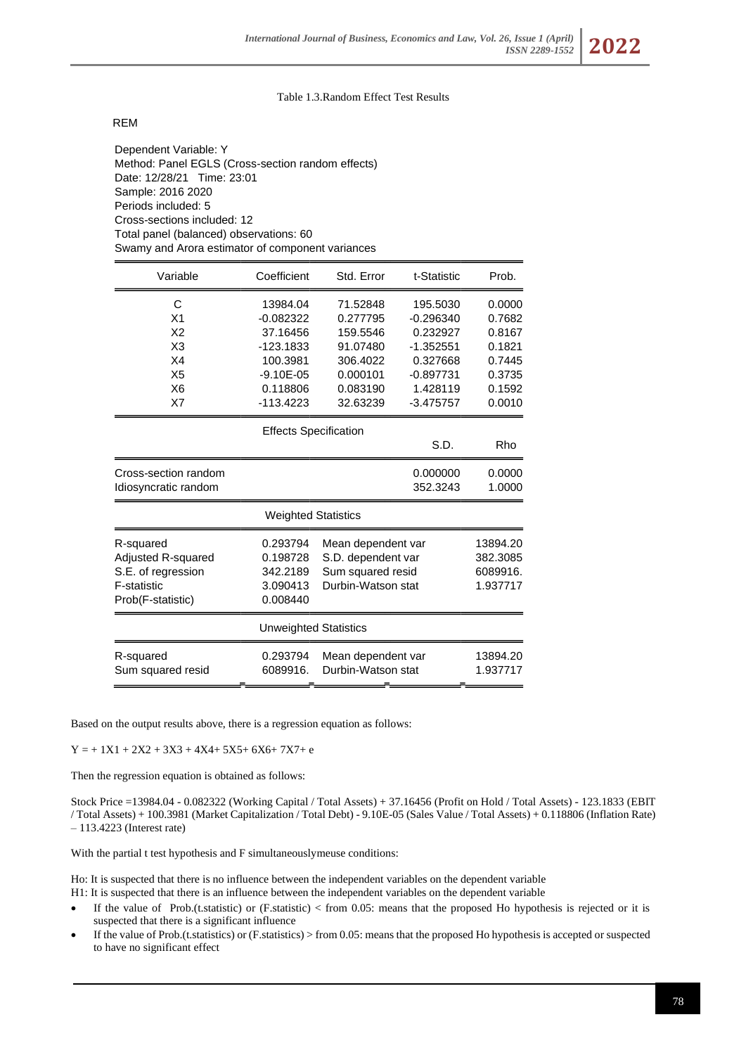Table 1.3.Random Effect Test Results

REM

Dependent Variable: Y
Method: Panel EGLS (Cross-section random effects)
Date: 12/28/21 Time: 23:01
Sample: 2016 2020
Periods included: 5
Cross-sections included: 12
Total panel (balanced) observations: 60
Swamy and Arora estimator of component variances

| Variable | Coefficient | Std. Error | t-Statistic | Prob. |
|---|---|---|---|---|
| C | 13984.04 | 71.52848 | 195.5030 | 0.0000 |
| X1 | -0.082322 | 0.277795 | -0.296340 | 0.7682 |
| X2 | 37.16456 | 159.5546 | 0.232927 | 0.8167 |
| X3 | -123.1833 | 91.07480 | -1.352551 | 0.1821 |
| X4 | 100.3981 | 306.4022 | 0.327668 | 0.7445 |
| X5 | -9.10E-05 | 0.000101 | -0.897731 | 0.3735 |
| X6 | 0.118806 | 0.083190 | 1.428119 | 0.1592 |
| X7 | -113.4223 | 32.63239 | -3.475757 | 0.0010 |
| | Effects Specification | | | |
| | | | S.D. | Rho |
| Cross-section random | | | 0.000000 | 0.0000 |
| Idiosyncratic random | | | 352.3243 | 1.0000 |
| | Weighted Statistics | | | |
| R-squared | 0.293794 | Mean dependent var | | 13894.20 |
| Adjusted R-squared | 0.198728 | S.D. dependent var | | 382.3085 |
| S.E. of regression | 342.2189 | Sum squared resid | | 6089916. |
| F-statistic | 3.090413 | Durbin-Watson stat | | 1.937717 |
| Prob(F-statistic) | 0.008440 | | | |
| | Unweighted Statistics | | | |
| R-squared | 0.293794 | Mean dependent var | | 13894.20 |
| Sum squared resid | 6089916. | Durbin-Watson stat | | 1.937717 |

Based on the output results above, there is a regression equation as follows:

Y = + 1X1 + 2X2 + 3X3 + 4X4+ 5X5+ 6X6+ 7X7+ e

Then the regression equation is obtained as follows:

Stock Price =13984.04 - 0.082322 (Working Capital / Total Assets) + 37.16456 (Profit on Hold / Total Assets) - 123.1833 (EBIT / Total Assets) + 100.3981 (Market Capitalization / Total Debt) - 9.10E-05 (Sales Value / Total Assets) + 0.118806 (Inflation Rate) – 113.4223 (Interest rate)

With the partial t test hypothesis and F simultaneouslymeuse conditions:

Ho: It is suspected that there is no influence between the independent variables on the dependent variable
H1: It is suspected that there is an influence between the independent variables on the dependent variable

- If the value of Prob.(t.statistic) or (F.statistic) < from 0.05: means that the proposed Ho hypothesis is rejected or it is suspected that there is a significant influence
- If the value of Prob.(t.statistics) or (F.statistics) > from 0.05: means that the proposed Ho hypothesis is accepted or suspected to have no significant effect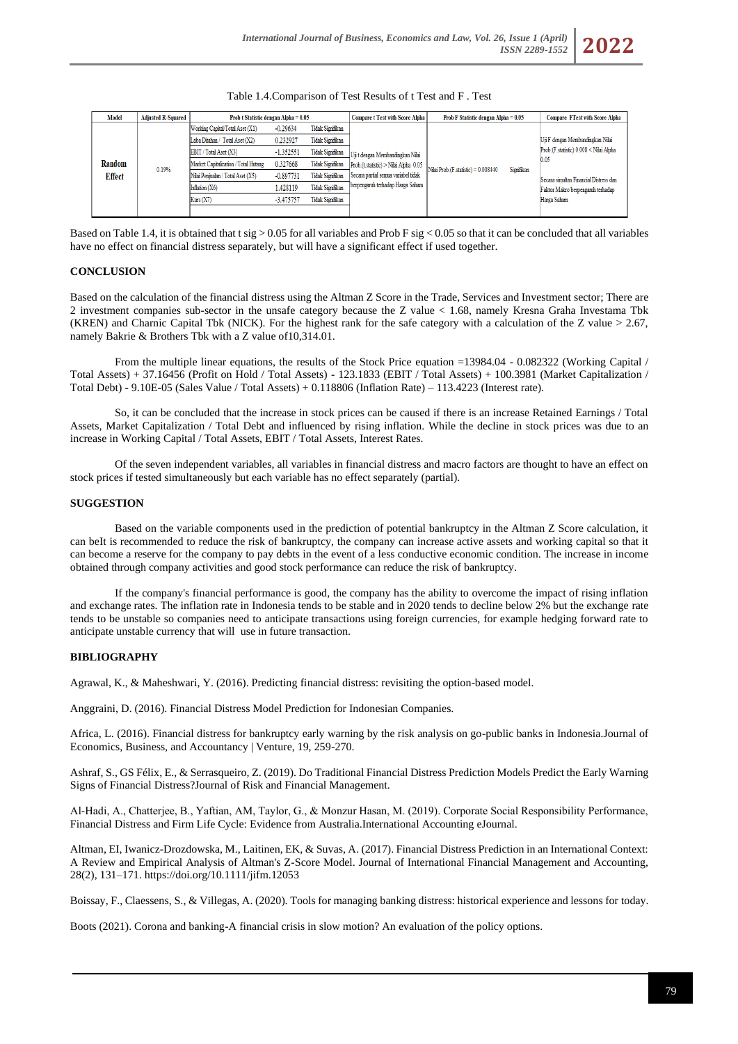Table 1.4.Comparison of Test Results of t Test and F . Test

| Model | Adjusted R-Squared | Prob t Statistic dengan Alpha = 0.05 | | | Compare t Test with Score Alpha | Prob F Statistic dengan Alpha = 0.05 | | Compare FTest with Score Alpha |
|---|---|---|---|---|---|---|---|---|
| Random Effect | 0.19% | Working Capital/Total Aset (X1) | -0.29634 | Tidak Signifikan | Uji t dengan Membandingkan Nilai Prob (t.statistic) > Nilai Alpha 0.05 Secara partial semua variabel tidak berpengaruh terhadap Harga Saham | Nilai Prob (F.statistic) = 0.008440 | Signifikan | Uji F dengan Membandingkan Nilai Prob (F.statistic) 0.008 < Nilai Alpha 0.05 Secara simultan Financial Distress dan Faktor Makro berpengaruh terhadap Harga Saham |
| | | Laba Ditahan / Total Aset (X2) | 0.232927 | Tidak Signifikan | | | | |
| | | EBIT / Total Aset (X3) | -1.352551 | Tidak Signifikan | | | | |
| | | Market Capitalization / Total Hutang | 0.327668 | Tidak Signifikan | | | | |
| | | Nilai Penjualan / Total Aset (X5) | -0.897731 | Tidak Signifikan | | | | |
| | | Inflation (X6) | 1.428119 | Tidak Signifikan | | | | |
| | | Kurs (X7) | -3.475757 | Tidak Signifikan | | | | |

Based on Table 1.4, it is obtained that t sig > 0.05 for all variables and Prob F sig < 0.05 so that it can be concluded that all variables have no effect on financial distress separately, but will have a significant effect if used together.

## CONCLUSION

Based on the calculation of the financial distress using the Altman Z Score in the Trade, Services and Investment sector; There are 2 investment companies sub-sector in the unsafe category because the Z value < 1.68, namely Kresna Graha Investama Tbk (KREN) and Charnic Capital Tbk (NICK). For the highest rank for the safe category with a calculation of the Z value > 2.67, namely Bakrie & Brothers Tbk with a Z value of10,314.01.

From the multiple linear equations, the results of the Stock Price equation =13984.04 - 0.082322 (Working Capital / Total Assets) + 37.16456 (Profit on Hold / Total Assets) - 123.1833 (EBIT / Total Assets) + 100.3981 (Market Capitalization / Total Debt) - 9.10E-05 (Sales Value / Total Assets) + 0.118806 (Inflation Rate) – 113.4223 (Interest rate).

So, it can be concluded that the increase in stock prices can be caused if there is an increase Retained Earnings / Total Assets, Market Capitalization / Total Debt and influenced by rising inflation. While the decline in stock prices was due to an increase in Working Capital / Total Assets, EBIT / Total Assets, Interest Rates.

Of the seven independent variables, all variables in financial distress and macro factors are thought to have an effect on stock prices if tested simultaneously but each variable has no effect separately (partial).

## SUGGESTION

Based on the variable components used in the prediction of potential bankruptcy in the Altman Z Score calculation, it can beIt is recommended to reduce the risk of bankruptcy, the company can increase active assets and working capital so that it can become a reserve for the company to pay debts in the event of a less conductive economic condition. The increase in income obtained through company activities and good stock performance can reduce the risk of bankruptcy.

If the company's financial performance is good, the company has the ability to overcome the impact of rising inflation and exchange rates. The inflation rate in Indonesia tends to be stable and in 2020 tends to decline below 2% but the exchange rate tends to be unstable so companies need to anticipate transactions using foreign currencies, for example hedging forward rate to anticipate unstable currency that will use in future transaction.

## BIBLIOGRAPHY

Agrawal, K., & Maheshwari, Y. (2016). Predicting financial distress: revisiting the option-based model.

Anggraini, D. (2016). Financial Distress Model Prediction for Indonesian Companies.

Africa, L. (2016). Financial distress for bankruptcy early warning by the risk analysis on go-public banks in Indonesia.Journal of Economics, Business, and Accountancy | Venture, 19, 259-270.

Ashraf, S., GS Félix, E., & Serrasqueiro, Z. (2019). Do Traditional Financial Distress Prediction Models Predict the Early Warning Signs of Financial Distress?Journal of Risk and Financial Management.

Al-Hadi, A., Chatterjee, B., Yaftian, AM, Taylor, G., & Monzur Hasan, M. (2019). Corporate Social Responsibility Performance, Financial Distress and Firm Life Cycle: Evidence from Australia.International Accounting eJournal.

Altman, EI, Iwanicz-Drozdowska, M., Laitinen, EK, & Suvas, A. (2017). Financial Distress Prediction in an International Context: A Review and Empirical Analysis of Altman's Z-Score Model. Journal of International Financial Management and Accounting, 28(2), 131–171. https://doi.org/10.1111/jifm.12053

Boissay, F., Claessens, S., & Villegas, A. (2020). Tools for managing banking distress: historical experience and lessons for today.

Boots (2021). Corona and banking-A financial crisis in slow motion? An evaluation of the policy options.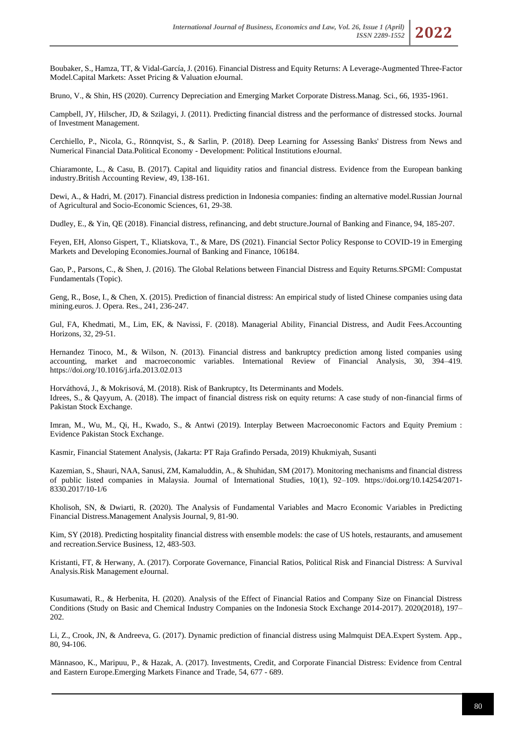Boubaker, S., Hamza, TT, & Vidal-García, J. (2016). Financial Distress and Equity Returns: A Leverage-Augmented Three-Factor Model.Capital Markets: Asset Pricing & Valuation eJournal.

Bruno, V., & Shin, HS (2020). Currency Depreciation and Emerging Market Corporate Distress.Manag. Sci., 66, 1935-1961.

Campbell, JY, Hilscher, JD, & Szilagyi, J. (2011). Predicting financial distress and the performance of distressed stocks. Journal of Investment Management.

Cerchiello, P., Nicola, G., Rönnqvist, S., & Sarlin, P. (2018). Deep Learning for Assessing Banks' Distress from News and Numerical Financial Data.Political Economy - Development: Political Institutions eJournal.

Chiaramonte, L., & Casu, B. (2017). Capital and liquidity ratios and financial distress. Evidence from the European banking industry.British Accounting Review, 49, 138-161.

Dewi, A., & Hadri, M. (2017). Financial distress prediction in Indonesia companies: finding an alternative model.Russian Journal of Agricultural and Socio-Economic Sciences, 61, 29-38.

Dudley, E., & Yin, QE (2018). Financial distress, refinancing, and debt structure.Journal of Banking and Finance, 94, 185-207.

Feyen, EH, Alonso Gispert, T., Kliatskova, T., & Mare, DS (2021). Financial Sector Policy Response to COVID-19 in Emerging Markets and Developing Economies.Journal of Banking and Finance, 106184.

Gao, P., Parsons, C., & Shen, J. (2016). The Global Relations between Financial Distress and Equity Returns.SPGMI: Compustat Fundamentals (Topic).

Geng, R., Bose, I., & Chen, X. (2015). Prediction of financial distress: An empirical study of listed Chinese companies using data mining.euros. J. Opera. Res., 241, 236-247.

Gul, FA, Khedmati, M., Lim, EK, & Navissi, F. (2018). Managerial Ability, Financial Distress, and Audit Fees.Accounting Horizons, 32, 29-51.

Hernandez Tinoco, M., & Wilson, N. (2013). Financial distress and bankruptcy prediction among listed companies using accounting, market and macroeconomic variables. International Review of Financial Analysis, 30, 394–419. https://doi.org/10.1016/j.irfa.2013.02.013

Horváthová, J., & Mokrisová, M. (2018). Risk of Bankruptcy, Its Determinants and Models.

Idrees, S., & Qayyum, A. (2018). The impact of financial distress risk on equity returns: A case study of non-financial firms of Pakistan Stock Exchange.

Imran, M., Wu, M., Qi, H., Kwado, S., & Antwi (2019). Interplay Between Macroeconomic Factors and Equity Premium : Evidence Pakistan Stock Exchange.

Kasmir, Financial Statement Analysis, (Jakarta: PT Raja Grafindo Persada, 2019) Khukmiyah, Susanti

Kazemian, S., Shauri, NAA, Sanusi, ZM, Kamaluddin, A., & Shuhidan, SM (2017). Monitoring mechanisms and financial distress of public listed companies in Malaysia. Journal of International Studies, 10(1), 92–109. https://doi.org/10.14254/2071-8330.2017/10-1/6

Kholisoh, SN, & Dwiarti, R. (2020). The Analysis of Fundamental Variables and Macro Economic Variables in Predicting Financial Distress.Management Analysis Journal, 9, 81-90.

Kim, SY (2018). Predicting hospitality financial distress with ensemble models: the case of US hotels, restaurants, and amusement and recreation.Service Business, 12, 483-503.

Kristanti, FT, & Herwany, A. (2017). Corporate Governance, Financial Ratios, Political Risk and Financial Distress: A Survival Analysis.Risk Management eJournal.

Kusumawati, R., & Herbenita, H. (2020). Analysis of the Effect of Financial Ratios and Company Size on Financial Distress Conditions (Study on Basic and Chemical Industry Companies on the Indonesia Stock Exchange 2014-2017). 2020(2018), 197–202.

Li, Z., Crook, JN, & Andreeva, G. (2017). Dynamic prediction of financial distress using Malmquist DEA.Expert System. App., 80, 94-106.

Männasoo, K., Maripuu, P., & Hazak, A. (2017). Investments, Credit, and Corporate Financial Distress: Evidence from Central and Eastern Europe.Emerging Markets Finance and Trade, 54, 677 - 689.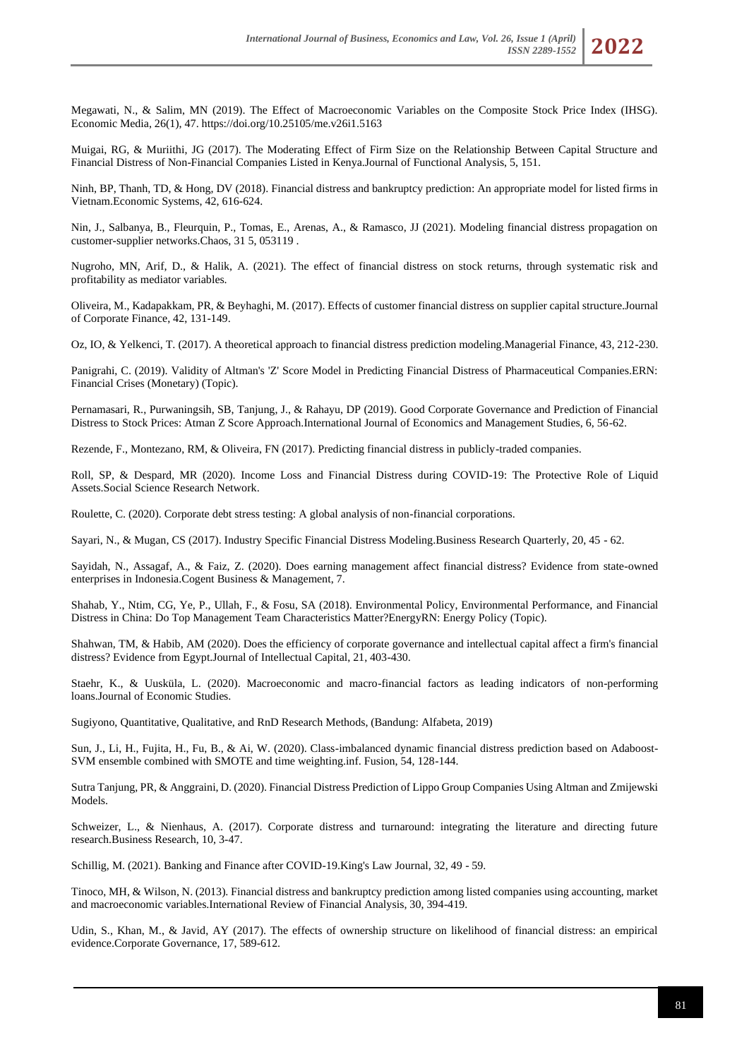Megawati, N., & Salim, MN (2019). The Effect of Macroeconomic Variables on the Composite Stock Price Index (IHSG). Economic Media, 26(1), 47. https://doi.org/10.25105/me.v26i1.5163

Muigai, RG, & Muriithi, JG (2017). The Moderating Effect of Firm Size on the Relationship Between Capital Structure and Financial Distress of Non-Financial Companies Listed in Kenya.Journal of Functional Analysis, 5, 151.

Ninh, BP, Thanh, TD, & Hong, DV (2018). Financial distress and bankruptcy prediction: An appropriate model for listed firms in Vietnam.Economic Systems, 42, 616-624.

Nin, J., Salbanya, B., Fleurquin, P., Tomas, E., Arenas, A., & Ramasco, JJ (2021). Modeling financial distress propagation on customer-supplier networks.Chaos, 31 5, 053119 .

Nugroho, MN, Arif, D., & Halik, A. (2021). The effect of financial distress on stock returns, through systematic risk and profitability as mediator variables.

Oliveira, M., Kadapakkam, PR, & Beyhaghi, M. (2017). Effects of customer financial distress on supplier capital structure.Journal of Corporate Finance, 42, 131-149.

Oz, IO, & Yelkenci, T. (2017). A theoretical approach to financial distress prediction modeling.Managerial Finance, 43, 212-230.

Panigrahi, C. (2019). Validity of Altman's 'Z' Score Model in Predicting Financial Distress of Pharmaceutical Companies.ERN: Financial Crises (Monetary) (Topic).

Pernamasari, R., Purwaningsih, SB, Tanjung, J., & Rahayu, DP (2019). Good Corporate Governance and Prediction of Financial Distress to Stock Prices: Atman Z Score Approach.International Journal of Economics and Management Studies, 6, 56-62.

Rezende, F., Montezano, RM, & Oliveira, FN (2017). Predicting financial distress in publicly-traded companies.

Roll, SP, & Despard, MR (2020). Income Loss and Financial Distress during COVID-19: The Protective Role of Liquid Assets.Social Science Research Network.

Roulette, C. (2020). Corporate debt stress testing: A global analysis of non-financial corporations.

Sayari, N., & Mugan, CS (2017). Industry Specific Financial Distress Modeling.Business Research Quarterly, 20, 45 - 62.

Sayidah, N., Assagaf, A., & Faiz, Z. (2020). Does earning management affect financial distress? Evidence from state-owned enterprises in Indonesia.Cogent Business & Management, 7.

Shahab, Y., Ntim, CG, Ye, P., Ullah, F., & Fosu, SA (2018). Environmental Policy, Environmental Performance, and Financial Distress in China: Do Top Management Team Characteristics Matter?EnergyRN: Energy Policy (Topic).

Shahwan, TM, & Habib, AM (2020). Does the efficiency of corporate governance and intellectual capital affect a firm's financial distress? Evidence from Egypt.Journal of Intellectual Capital, 21, 403-430.

Staehr, K., & Uusküla, L. (2020). Macroeconomic and macro-financial factors as leading indicators of non-performing loans.Journal of Economic Studies.

Sugiyono, Quantitative, Qualitative, and RnD Research Methods, (Bandung: Alfabeta, 2019)

Sun, J., Li, H., Fujita, H., Fu, B., & Ai, W. (2020). Class-imbalanced dynamic financial distress prediction based on Adaboost-SVM ensemble combined with SMOTE and time weighting.inf. Fusion, 54, 128-144.

Sutra Tanjung, PR, & Anggraini, D. (2020). Financial Distress Prediction of Lippo Group Companies Using Altman and Zmijewski Models.

Schweizer, L., & Nienhaus, A. (2017). Corporate distress and turnaround: integrating the literature and directing future research.Business Research, 10, 3-47.

Schillig, M. (2021). Banking and Finance after COVID-19.King's Law Journal, 32, 49 - 59.

Tinoco, MH, & Wilson, N. (2013). Financial distress and bankruptcy prediction among listed companies using accounting, market and macroeconomic variables.International Review of Financial Analysis, 30, 394-419.

Udin, S., Khan, M., & Javid, AY (2017). The effects of ownership structure on likelihood of financial distress: an empirical evidence.Corporate Governance, 17, 589-612.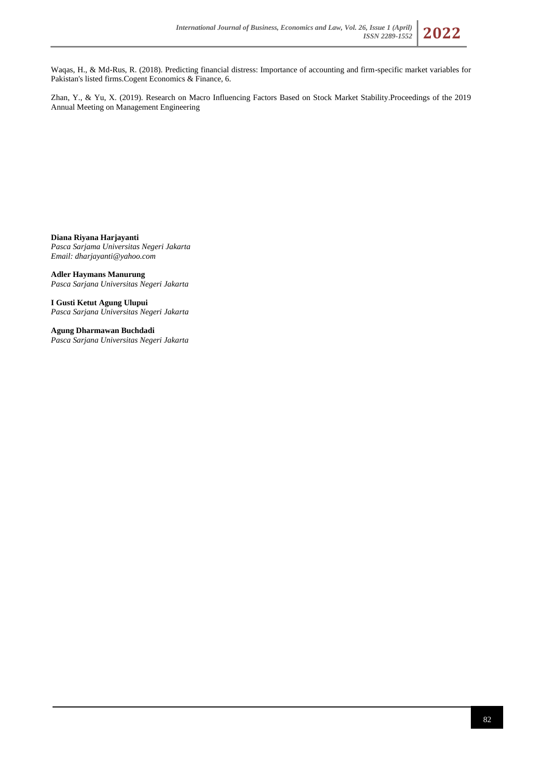Waqas, H., & Md-Rus, R. (2018). Predicting financial distress: Importance of accounting and firm-specific market variables for Pakistan's listed firms.Cogent Economics & Finance, 6.

Zhan, Y., & Yu, X. (2019). Research on Macro Influencing Factors Based on Stock Market Stability.Proceedings of the 2019 Annual Meeting on Management Engineering

**Diana Riyana Harjayanti**
*Pasca Sarjama Universitas Negeri Jakarta*
*Email: dharjayanti@yahoo.com*

**Adler Haymans Manurung**
*Pasca Sarjana Universitas Negeri Jakarta*

**I Gusti Ketut Agung Ulupui**
*Pasca Sarjana Universitas Negeri Jakarta*

**Agung Dharmawan Buchdadi**
*Pasca Sarjana Universitas Negeri Jakarta*